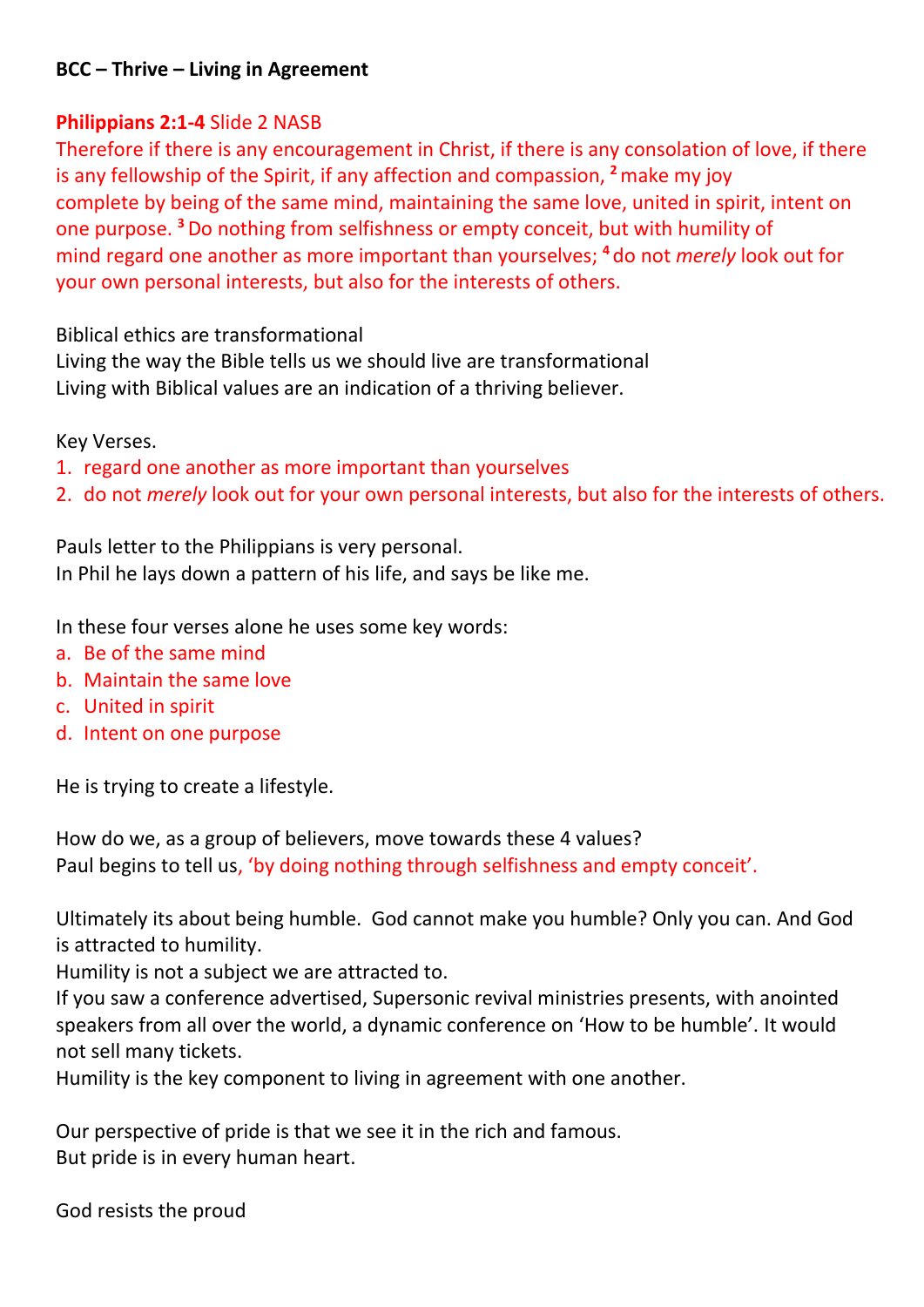**BCC – Thrive – Living in Agreement**

**Philippians 2:1-4** Slide 2 NASB
Therefore if there is any encouragement in Christ, if there is any consolation of love, if there is any fellowship of the Spirit, if any affection and compassion, [2] make my joy complete by being of the same mind, maintaining the same love, united in spirit, intent on one purpose. [3] Do nothing from selfishness or empty conceit, but with humility of mind regard one another as more important than yourselves; [4] do not *merely* look out for your own personal interests, but also for the interests of others.

Biblical ethics are transformational
Living the way the Bible tells us we should live are transformational
Living with Biblical values are an indication of a thriving believer.

Key Verses.

1. regard one another as more important than yourselves
2. do not *merely* look out for your own personal interests, but also for the interests of others.

Pauls letter to the Philippians is very personal.
In Phil he lays down a pattern of his life, and says be like me.

In these four verses alone he uses some key words:

a. Be of the same mind
b. Maintain the same love
c. United in spirit
d. Intent on one purpose

He is trying to create a lifestyle.

How do we, as a group of believers, move towards these 4 values?
Paul begins to tell us, 'by doing nothing through selfishness and empty conceit'.

Ultimately its about being humble. God cannot make you humble? Only you can. And God is attracted to humility.
Humility is not a subject we are attracted to.
If you saw a conference advertised, Supersonic revival ministries presents, with anointed speakers from all over the world, a dynamic conference on 'How to be humble'. It would not sell many tickets.
Humility is the key component to living in agreement with one another.

Our perspective of pride is that we see it in the rich and famous.
But pride is in every human heart.

God resists the proud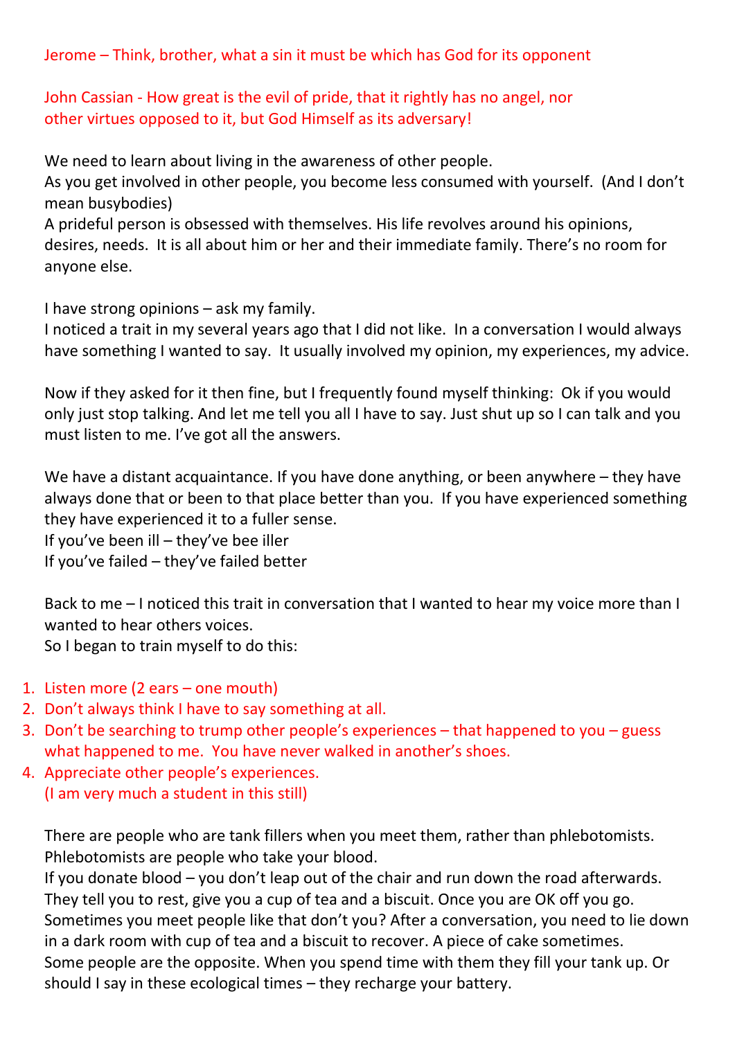Jerome – Think, brother, what a sin it must be which has God for its opponent

John Cassian - How great is the evil of pride, that it rightly has no angel, nor other virtues opposed to it, but God Himself as its adversary!

We need to learn about living in the awareness of other people.
As you get involved in other people, you become less consumed with yourself. (And I don't mean busybodies)
A prideful person is obsessed with themselves. His life revolves around his opinions, desires, needs. It is all about him or her and their immediate family. There's no room for anyone else.

I have strong opinions – ask my family.
I noticed a trait in my several years ago that I did not like. In a conversation I would always have something I wanted to say. It usually involved my opinion, my experiences, my advice.

Now if they asked for it then fine, but I frequently found myself thinking: Ok if you would only just stop talking. And let me tell you all I have to say. Just shut up so I can talk and you must listen to me. I've got all the answers.

We have a distant acquaintance. If you have done anything, or been anywhere – they have always done that or been to that place better than you. If you have experienced something they have experienced it to a fuller sense.
If you've been ill – they've bee iller
If you've failed – they've failed better

Back to me – I noticed this trait in conversation that I wanted to hear my voice more than I wanted to hear others voices.
So I began to train myself to do this:

1. Listen more (2 ears – one mouth)
2. Don't always think I have to say something at all.
3. Don't be searching to trump other people's experiences – that happened to you – guess what happened to me. You have never walked in another's shoes.
4. Appreciate other people's experiences.
   (I am very much a student in this still)

There are people who are tank fillers when you meet them, rather than phlebotomists.
Phlebotomists are people who take your blood.
If you donate blood – you don't leap out of the chair and run down the road afterwards.
They tell you to rest, give you a cup of tea and a biscuit. Once you are OK off you go.
Sometimes you meet people like that don't you? After a conversation, you need to lie down in a dark room with cup of tea and a biscuit to recover. A piece of cake sometimes.
Some people are the opposite. When you spend time with them they fill your tank up. Or should I say in these ecological times – they recharge your battery.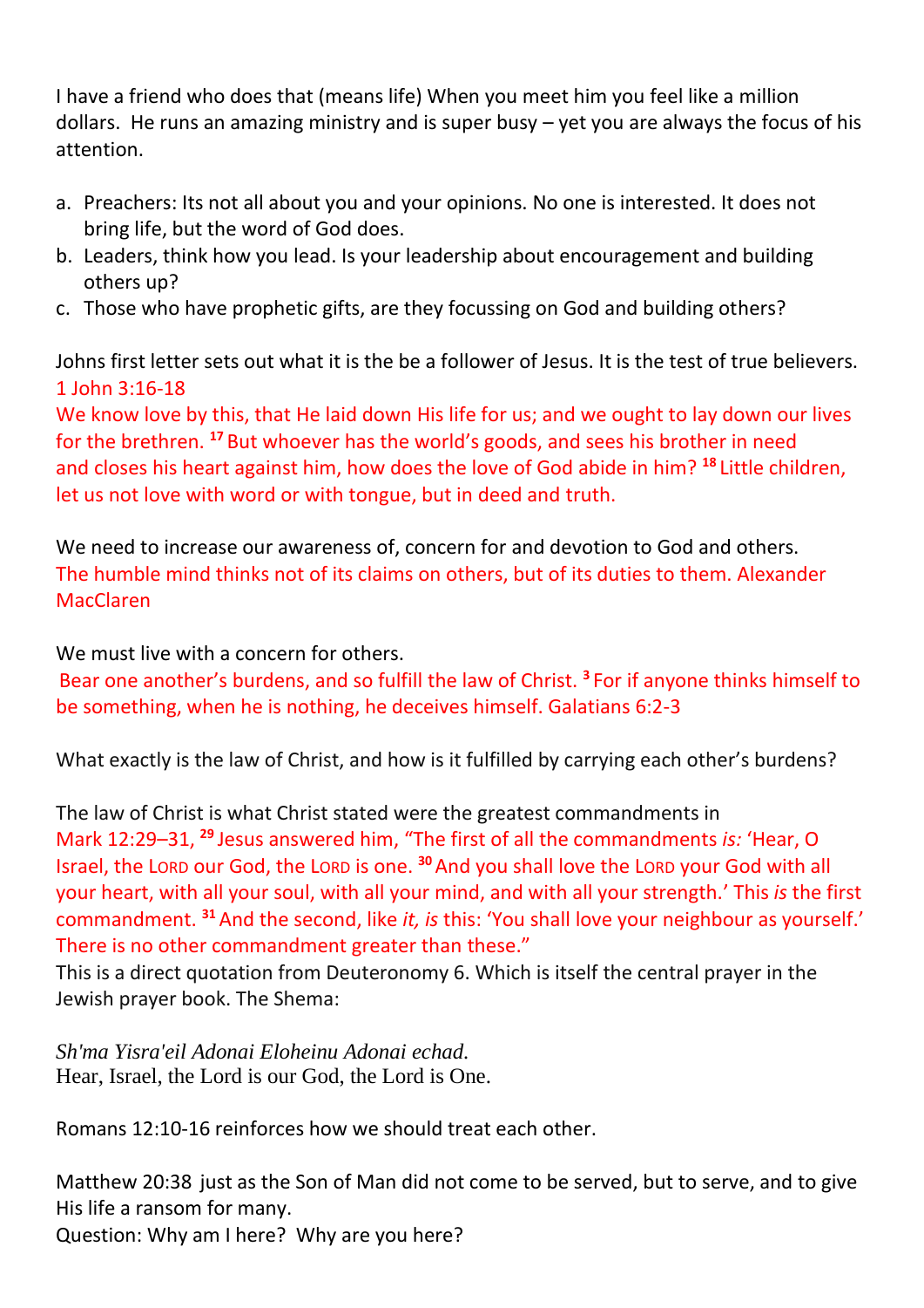I have a friend who does that (means life) When you meet him you feel like a million dollars. He runs an amazing ministry and is super busy – yet you are always the focus of his attention.

a. Preachers: Its not all about you and your opinions. No one is interested. It does not bring life, but the word of God does.
b. Leaders, think how you lead. Is your leadership about encouragement and building others up?
c. Those who have prophetic gifts, are they focussing on God and building others?

Johns first letter sets out what it is the be a follower of Jesus. It is the test of true believers.
1 John 3:16-18
We know love by this, that He laid down His life for us; and we ought to lay down our lives for the brethren. [17] But whoever has the world's goods, and sees his brother in need and closes his heart against him, how does the love of God abide in him? [18] Little children, let us not love with word or with tongue, but in deed and truth.

We need to increase our awareness of, concern for and devotion to God and others.
The humble mind thinks not of its claims on others, but of its duties to them. Alexander MacClaren

We must live with a concern for others.
Bear one another's burdens, and so fulfill the law of Christ. [3] For if anyone thinks himself to be something, when he is nothing, he deceives himself. Galatians 6:2-3

What exactly is the law of Christ, and how is it fulfilled by carrying each other's burdens?

The law of Christ is what Christ stated were the greatest commandments in
Mark 12:29–31, [29] Jesus answered him, "The first of all the commandments *is:* 'Hear, O Israel, the LORD our God, the LORD is one. [30] And you shall love the LORD your God with all your heart, with all your soul, with all your mind, and with all your strength.' This *is* the first commandment. [31] And the second, like *it, is* this: 'You shall love your neighbour as yourself.' There is no other commandment greater than these."
This is a direct quotation from Deuteronomy 6. Which is itself the central prayer in the Jewish prayer book. The Shema:

*Sh'ma Yisra'eil Adonai Eloheinu Adonai echad.*
Hear, Israel, the Lord is our God, the Lord is One.

Romans 12:10-16 reinforces how we should treat each other.

Matthew 20:38 just as the Son of Man did not come to be served, but to serve, and to give His life a ransom for many.
Question: Why am I here? Why are you here?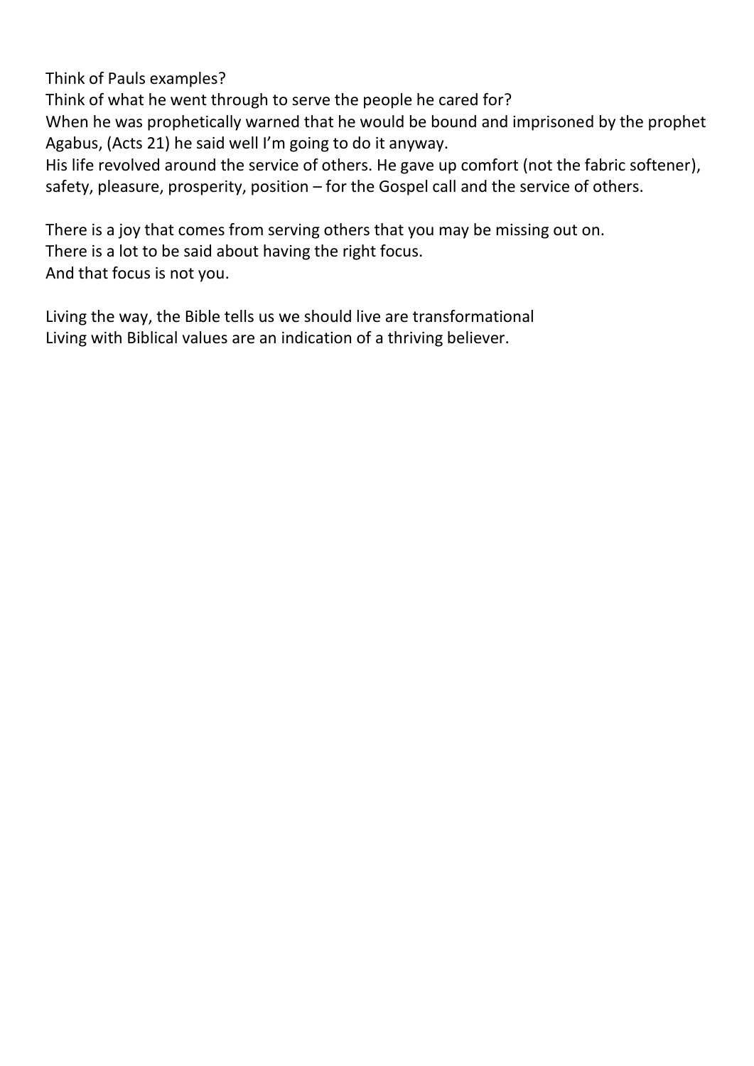Think of Pauls examples?
Think of what he went through to serve the people he cared for?
When he was prophetically warned that he would be bound and imprisoned by the prophet Agabus, (Acts 21) he said well I'm going to do it anyway.
His life revolved around the service of others. He gave up comfort (not the fabric softener), safety, pleasure, prosperity, position – for the Gospel call and the service of others.

There is a joy that comes from serving others that you may be missing out on.
There is a lot to be said about having the right focus.
And that focus is not you.

Living the way, the Bible tells us we should live are transformational
Living with Biblical values are an indication of a thriving believer.